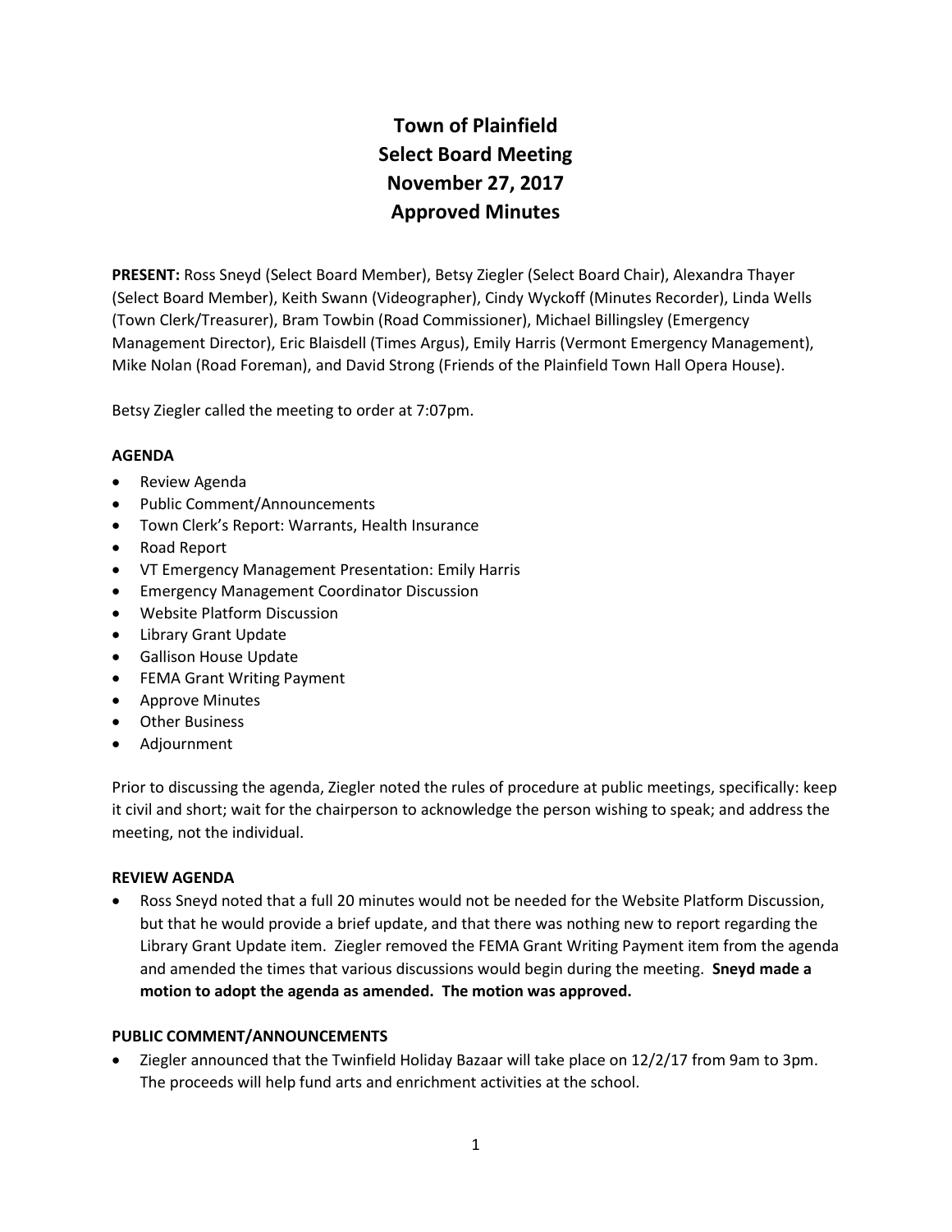# Town of Plainfield
# Select Board Meeting
# November 27, 2017
# Approved Minutes

**PRESENT:** Ross Sneyd (Select Board Member), Betsy Ziegler (Select Board Chair), Alexandra Thayer (Select Board Member), Keith Swann (Videographer), Cindy Wyckoff (Minutes Recorder), Linda Wells (Town Clerk/Treasurer), Bram Towbin (Road Commissioner), Michael Billingsley (Emergency Management Director), Eric Blaisdell (Times Argus), Emily Harris (Vermont Emergency Management), Mike Nolan (Road Foreman), and David Strong (Friends of the Plainfield Town Hall Opera House).

Betsy Ziegler called the meeting to order at 7:07pm.

**AGENDA**

- Review Agenda
- Public Comment/Announcements
- Town Clerk's Report: Warrants, Health Insurance
- Road Report
- VT Emergency Management Presentation: Emily Harris
- Emergency Management Coordinator Discussion
- Website Platform Discussion
- Library Grant Update
- Gallison House Update
- FEMA Grant Writing Payment
- Approve Minutes
- Other Business
- Adjournment

Prior to discussing the agenda, Ziegler noted the rules of procedure at public meetings, specifically: keep it civil and short; wait for the chairperson to acknowledge the person wishing to speak; and address the meeting, not the individual.

**REVIEW AGENDA**

- Ross Sneyd noted that a full 20 minutes would not be needed for the Website Platform Discussion, but that he would provide a brief update, and that there was nothing new to report regarding the Library Grant Update item. Ziegler removed the FEMA Grant Writing Payment item from the agenda and amended the times that various discussions would begin during the meeting. **Sneyd made a motion to adopt the agenda as amended. The motion was approved.**

**PUBLIC COMMENT/ANNOUNCEMENTS**

- Ziegler announced that the Twinfield Holiday Bazaar will take place on 12/2/17 from 9am to 3pm. The proceeds will help fund arts and enrichment activities at the school.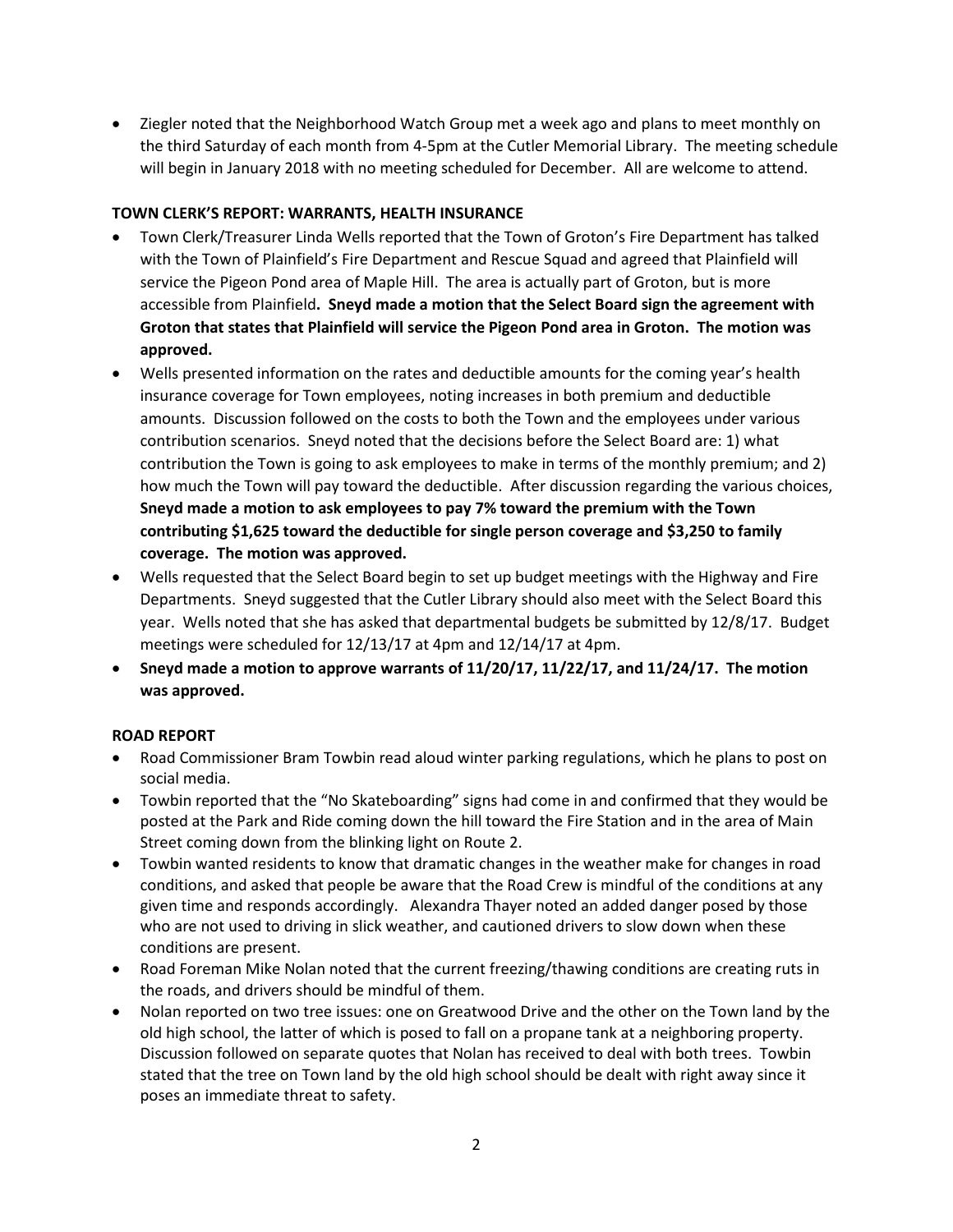- Ziegler noted that the Neighborhood Watch Group met a week ago and plans to meet monthly on the third Saturday of each month from 4-5pm at the Cutler Memorial Library. The meeting schedule will begin in January 2018 with no meeting scheduled for December. All are welcome to attend.

**TOWN CLERK'S REPORT: WARRANTS, HEALTH INSURANCE**

- Town Clerk/Treasurer Linda Wells reported that the Town of Groton's Fire Department has talked with the Town of Plainfield's Fire Department and Rescue Squad and agreed that Plainfield will service the Pigeon Pond area of Maple Hill. The area is actually part of Groton, but is more accessible from Plainfield**. Sneyd made a motion that the Select Board sign the agreement with Groton that states that Plainfield will service the Pigeon Pond area in Groton. The motion was approved.**
- Wells presented information on the rates and deductible amounts for the coming year's health insurance coverage for Town employees, noting increases in both premium and deductible amounts. Discussion followed on the costs to both the Town and the employees under various contribution scenarios. Sneyd noted that the decisions before the Select Board are: 1) what contribution the Town is going to ask employees to make in terms of the monthly premium; and 2) how much the Town will pay toward the deductible. After discussion regarding the various choices, **Sneyd made a motion to ask employees to pay 7% toward the premium with the Town contributing $1,625 toward the deductible for single person coverage and $3,250 to family coverage. The motion was approved.**
- Wells requested that the Select Board begin to set up budget meetings with the Highway and Fire Departments. Sneyd suggested that the Cutler Library should also meet with the Select Board this year. Wells noted that she has asked that departmental budgets be submitted by 12/8/17. Budget meetings were scheduled for 12/13/17 at 4pm and 12/14/17 at 4pm.
- **Sneyd made a motion to approve warrants of 11/20/17, 11/22/17, and 11/24/17. The motion was approved.**

**ROAD REPORT**

- Road Commissioner Bram Towbin read aloud winter parking regulations, which he plans to post on social media.
- Towbin reported that the "No Skateboarding" signs had come in and confirmed that they would be posted at the Park and Ride coming down the hill toward the Fire Station and in the area of Main Street coming down from the blinking light on Route 2.
- Towbin wanted residents to know that dramatic changes in the weather make for changes in road conditions, and asked that people be aware that the Road Crew is mindful of the conditions at any given time and responds accordingly. Alexandra Thayer noted an added danger posed by those who are not used to driving in slick weather, and cautioned drivers to slow down when these conditions are present.
- Road Foreman Mike Nolan noted that the current freezing/thawing conditions are creating ruts in the roads, and drivers should be mindful of them.
- Nolan reported on two tree issues: one on Greatwood Drive and the other on the Town land by the old high school, the latter of which is posed to fall on a propane tank at a neighboring property. Discussion followed on separate quotes that Nolan has received to deal with both trees. Towbin stated that the tree on Town land by the old high school should be dealt with right away since it poses an immediate threat to safety.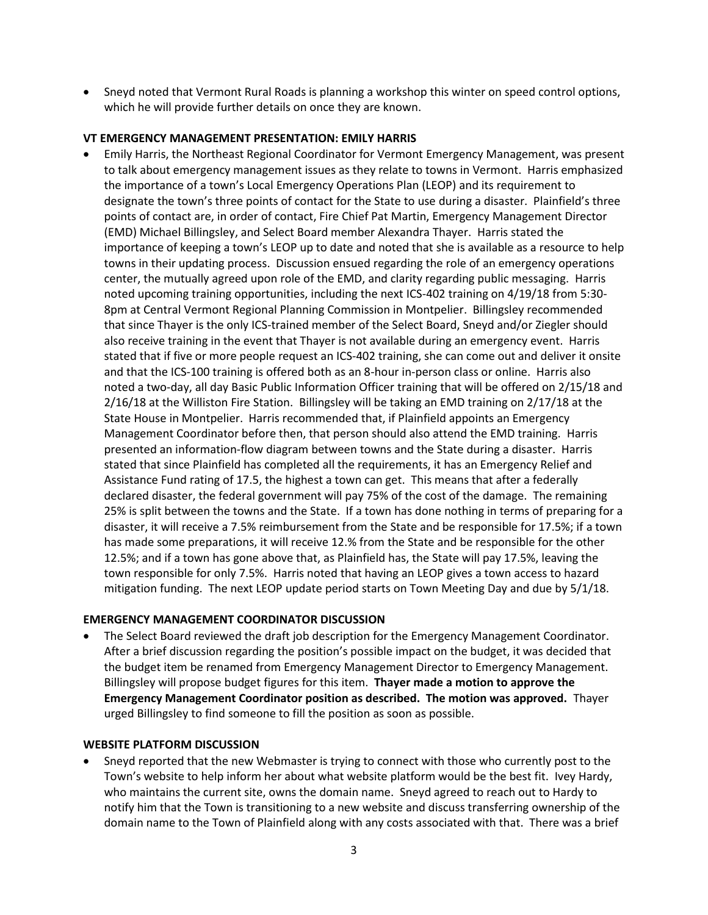- Sneyd noted that Vermont Rural Roads is planning a workshop this winter on speed control options, which he will provide further details on once they are known.

**VT EMERGENCY MANAGEMENT PRESENTATION: EMILY HARRIS**

- Emily Harris, the Northeast Regional Coordinator for Vermont Emergency Management, was present to talk about emergency management issues as they relate to towns in Vermont. Harris emphasized the importance of a town's Local Emergency Operations Plan (LEOP) and its requirement to designate the town's three points of contact for the State to use during a disaster. Plainfield's three points of contact are, in order of contact, Fire Chief Pat Martin, Emergency Management Director (EMD) Michael Billingsley, and Select Board member Alexandra Thayer. Harris stated the importance of keeping a town's LEOP up to date and noted that she is available as a resource to help towns in their updating process. Discussion ensued regarding the role of an emergency operations center, the mutually agreed upon role of the EMD, and clarity regarding public messaging. Harris noted upcoming training opportunities, including the next ICS-402 training on 4/19/18 from 5:30-8pm at Central Vermont Regional Planning Commission in Montpelier. Billingsley recommended that since Thayer is the only ICS-trained member of the Select Board, Sneyd and/or Ziegler should also receive training in the event that Thayer is not available during an emergency event. Harris stated that if five or more people request an ICS-402 training, she can come out and deliver it onsite and that the ICS-100 training is offered both as an 8-hour in-person class or online. Harris also noted a two-day, all day Basic Public Information Officer training that will be offered on 2/15/18 and 2/16/18 at the Williston Fire Station. Billingsley will be taking an EMD training on 2/17/18 at the State House in Montpelier. Harris recommended that, if Plainfield appoints an Emergency Management Coordinator before then, that person should also attend the EMD training. Harris presented an information-flow diagram between towns and the State during a disaster. Harris stated that since Plainfield has completed all the requirements, it has an Emergency Relief and Assistance Fund rating of 17.5, the highest a town can get. This means that after a federally declared disaster, the federal government will pay 75% of the cost of the damage. The remaining 25% is split between the towns and the State. If a town has done nothing in terms of preparing for a disaster, it will receive a 7.5% reimbursement from the State and be responsible for 17.5%; if a town has made some preparations, it will receive 12.% from the State and be responsible for the other 12.5%; and if a town has gone above that, as Plainfield has, the State will pay 17.5%, leaving the town responsible for only 7.5%. Harris noted that having an LEOP gives a town access to hazard mitigation funding. The next LEOP update period starts on Town Meeting Day and due by 5/1/18.

**EMERGENCY MANAGEMENT COORDINATOR DISCUSSION**

- The Select Board reviewed the draft job description for the Emergency Management Coordinator. After a brief discussion regarding the position's possible impact on the budget, it was decided that the budget item be renamed from Emergency Management Director to Emergency Management. Billingsley will propose budget figures for this item. **Thayer made a motion to approve the Emergency Management Coordinator position as described. The motion was approved.** Thayer urged Billingsley to find someone to fill the position as soon as possible.

**WEBSITE PLATFORM DISCUSSION**

- Sneyd reported that the new Webmaster is trying to connect with those who currently post to the Town's website to help inform her about what website platform would be the best fit. Ivey Hardy, who maintains the current site, owns the domain name. Sneyd agreed to reach out to Hardy to notify him that the Town is transitioning to a new website and discuss transferring ownership of the domain name to the Town of Plainfield along with any costs associated with that. There was a brief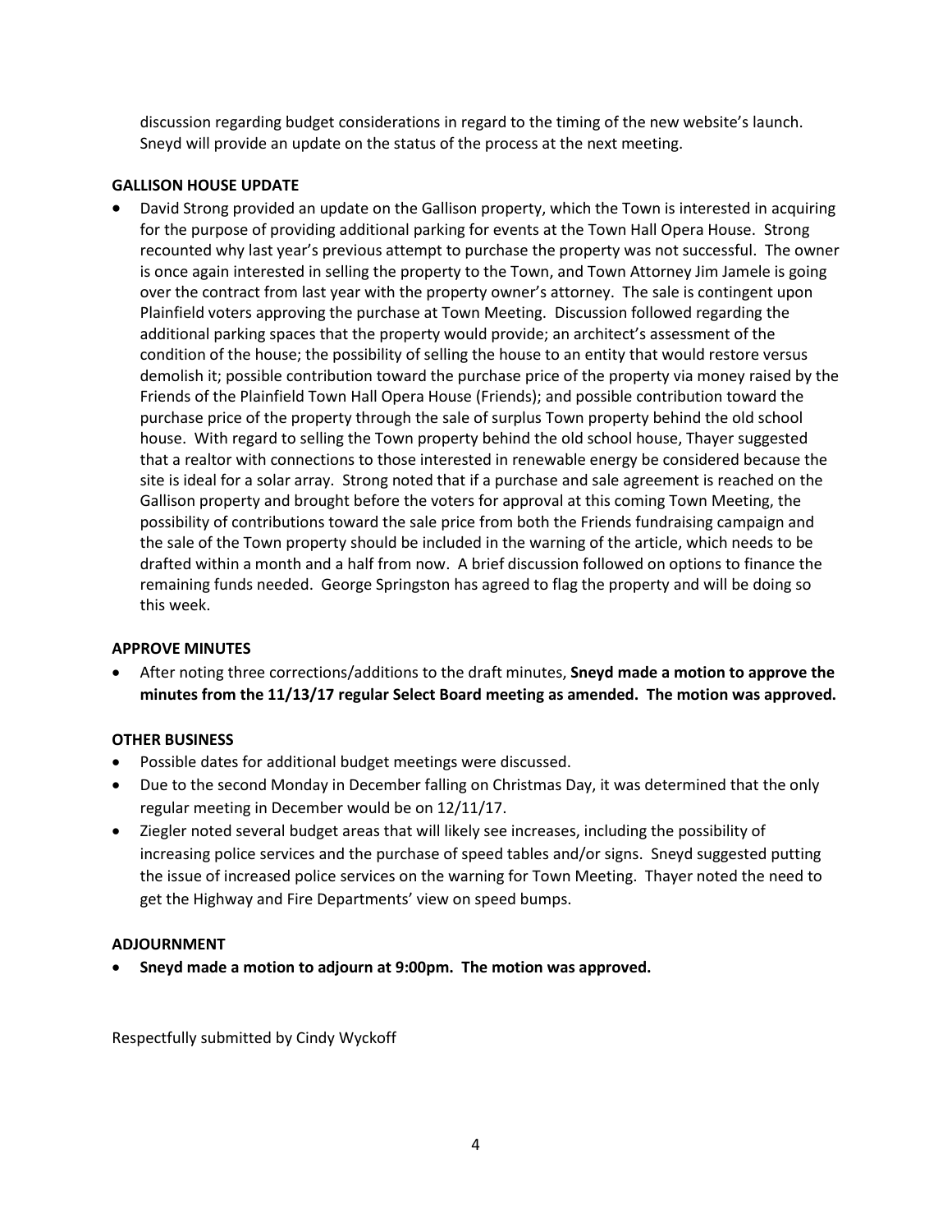discussion regarding budget considerations in regard to the timing of the new website's launch. Sneyd will provide an update on the status of the process at the next meeting.

**GALLISON HOUSE UPDATE**

- David Strong provided an update on the Gallison property, which the Town is interested in acquiring for the purpose of providing additional parking for events at the Town Hall Opera House. Strong recounted why last year's previous attempt to purchase the property was not successful. The owner is once again interested in selling the property to the Town, and Town Attorney Jim Jamele is going over the contract from last year with the property owner's attorney. The sale is contingent upon Plainfield voters approving the purchase at Town Meeting. Discussion followed regarding the additional parking spaces that the property would provide; an architect's assessment of the condition of the house; the possibility of selling the house to an entity that would restore versus demolish it; possible contribution toward the purchase price of the property via money raised by the Friends of the Plainfield Town Hall Opera House (Friends); and possible contribution toward the purchase price of the property through the sale of surplus Town property behind the old school house. With regard to selling the Town property behind the old school house, Thayer suggested that a realtor with connections to those interested in renewable energy be considered because the site is ideal for a solar array. Strong noted that if a purchase and sale agreement is reached on the Gallison property and brought before the voters for approval at this coming Town Meeting, the possibility of contributions toward the sale price from both the Friends fundraising campaign and the sale of the Town property should be included in the warning of the article, which needs to be drafted within a month and a half from now. A brief discussion followed on options to finance the remaining funds needed. George Springston has agreed to flag the property and will be doing so this week.

**APPROVE MINUTES**

- After noting three corrections/additions to the draft minutes, **Sneyd made a motion to approve the minutes from the 11/13/17 regular Select Board meeting as amended. The motion was approved.**

**OTHER BUSINESS**

- Possible dates for additional budget meetings were discussed.
- Due to the second Monday in December falling on Christmas Day, it was determined that the only regular meeting in December would be on 12/11/17.
- Ziegler noted several budget areas that will likely see increases, including the possibility of increasing police services and the purchase of speed tables and/or signs. Sneyd suggested putting the issue of increased police services on the warning for Town Meeting. Thayer noted the need to get the Highway and Fire Departments' view on speed bumps.

**ADJOURNMENT**

- **Sneyd made a motion to adjourn at 9:00pm. The motion was approved.**

Respectfully submitted by Cindy Wyckoff